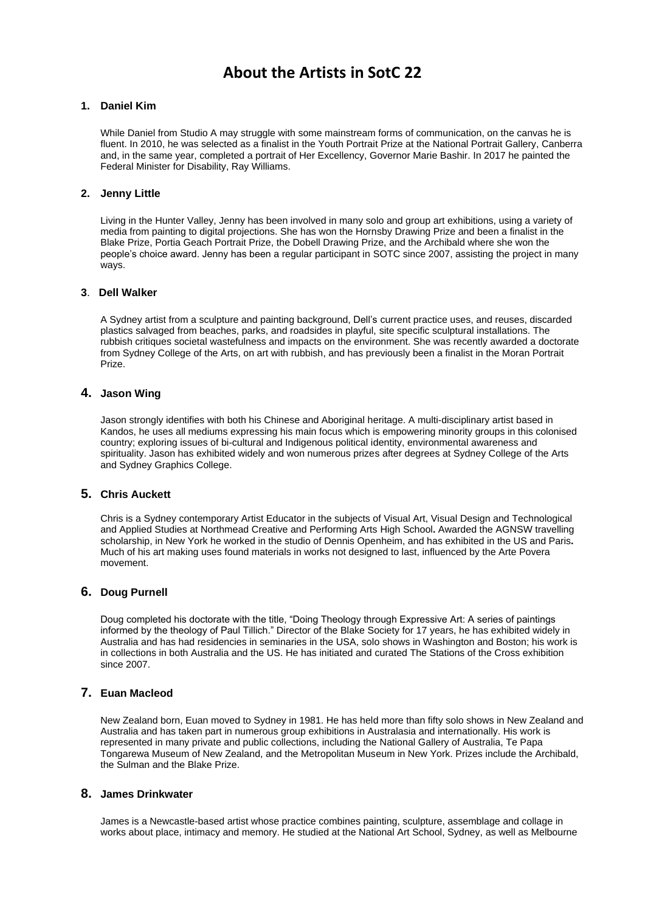# About the Artists in SotC 22

## 1. Daniel Kim

While Daniel from Studio A may struggle with some mainstream forms of communication, on the canvas he is fluent. In 2010, he was selected as a finalist in the Youth Portrait Prize at the National Portrait Gallery, Canberra and, in the same year, completed a portrait of Her Excellency, Governor Marie Bashir. In 2017 he painted the Federal Minister for Disability, Ray Williams.

## 2. Jenny Little

Living in the Hunter Valley, Jenny has been involved in many solo and group art exhibitions, using a variety of media from painting to digital projections. She has won the Hornsby Drawing Prize and been a finalist in the Blake Prize, Portia Geach Portrait Prize, the Dobell Drawing Prize, and the Archibald where she won the people's choice award. Jenny has been a regular participant in SOTC since 2007, assisting the project in many ways.

## 3. Dell Walker

A Sydney artist from a sculpture and painting background, Dell's current practice uses, and reuses, discarded plastics salvaged from beaches, parks, and roadsides in playful, site specific sculptural installations. The rubbish critiques societal wastefulness and impacts on the environment. She was recently awarded a doctorate from Sydney College of the Arts, on art with rubbish, and has previously been a finalist in the Moran Portrait Prize.

## 4. Jason Wing

Jason strongly identifies with both his Chinese and Aboriginal heritage. A multi-disciplinary artist based in Kandos, he uses all mediums expressing his main focus which is empowering minority groups in this colonised country; exploring issues of bi-cultural and Indigenous political identity, environmental awareness and spirituality. Jason has exhibited widely and won numerous prizes after degrees at Sydney College of the Arts and Sydney Graphics College.

## 5. Chris Auckett

Chris is a Sydney contemporary Artist Educator in the subjects of Visual Art, Visual Design and Technological and Applied Studies at Northmead Creative and Performing Arts High School**.** Awarded the AGNSW travelling scholarship, in New York he worked in the studio of Dennis Openheim, and has exhibited in the US and Paris**.** Much of his art making uses found materials in works not designed to last, influenced by the Arte Povera movement.

## 6. Doug Purnell

Doug completed his doctorate with the title, "Doing Theology through Expressive Art: A series of paintings informed by the theology of Paul Tillich." Director of the Blake Society for 17 years, he has exhibited widely in Australia and has had residencies in seminaries in the USA, solo shows in Washington and Boston; his work is in collections in both Australia and the US. He has initiated and curated The Stations of the Cross exhibition since 2007.

## 7. Euan Macleod

New Zealand born, Euan moved to Sydney in 1981. He has held more than fifty solo shows in New Zealand and Australia and has taken part in numerous group exhibitions in Australasia and internationally. His work is represented in many private and public collections, including the National Gallery of Australia, Te Papa Tongarewa Museum of New Zealand, and the Metropolitan Museum in New York. Prizes include the Archibald, the Sulman and the Blake Prize.

## 8. James Drinkwater

James is a Newcastle-based artist whose practice combines painting, sculpture, assemblage and collage in works about place, intimacy and memory. He studied at the National Art School, Sydney, as well as Melbourne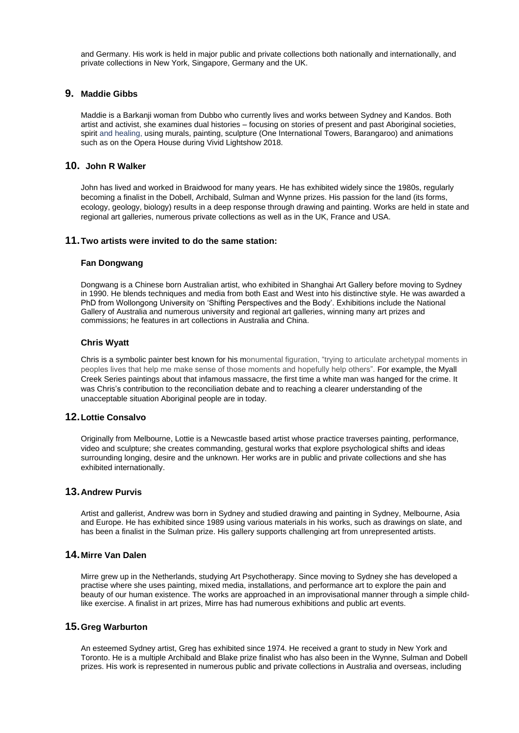and Germany. His work is held in major public and private collections both nationally and internationally, and private collections in New York, Singapore, Germany and the UK.

## 9. Maddie Gibbs

Maddie is a Barkanji woman from Dubbo who currently lives and works between Sydney and Kandos. Both artist and activist, she examines dual histories – focusing on stories of present and past Aboriginal societies, spirit and healing, using murals, painting, sculpture (One International Towers, Barangaroo) and animations such as on the Opera House during Vivid Lightshow 2018.

## 10. John R Walker

John has lived and worked in Braidwood for many years. He has exhibited widely since the 1980s, regularly becoming a finalist in the Dobell, Archibald, Sulman and Wynne prizes. His passion for the land (its forms, ecology, geology, biology) results in a deep response through drawing and painting. Works are held in state and regional art galleries, numerous private collections as well as in the UK, France and USA.

## 11. Two artists were invited to do the same station:

### Fan Dongwang

Dongwang is a Chinese born Australian artist, who exhibited in Shanghai Art Gallery before moving to Sydney in 1990. He blends techniques and media from both East and West into his distinctive style. He was awarded a PhD from Wollongong University on 'Shifting Perspectives and the Body'. Exhibitions include the National Gallery of Australia and numerous university and regional art galleries, winning many art prizes and commissions; he features in art collections in Australia and China.

### Chris Wyatt

Chris is a symbolic painter best known for his monumental figuration, "trying to articulate archetypal moments in peoples lives that help me make sense of those moments and hopefully help others". For example, the Myall Creek Series paintings about that infamous massacre, the first time a white man was hanged for the crime. It was Chris's contribution to the reconciliation debate and to reaching a clearer understanding of the unacceptable situation Aboriginal people are in today.

## 12. Lottie Consalvo

Originally from Melbourne, Lottie is a Newcastle based artist whose practice traverses painting, performance, video and sculpture; she creates commanding, gestural works that explore psychological shifts and ideas surrounding longing, desire and the unknown. Her works are in public and private collections and she has exhibited internationally.

## 13. Andrew Purvis

Artist and gallerist, Andrew was born in Sydney and studied drawing and painting in Sydney, Melbourne, Asia and Europe. He has exhibited since 1989 using various materials in his works, such as drawings on slate, and has been a finalist in the Sulman prize. His gallery supports challenging art from unrepresented artists.

## 14. Mirre Van Dalen

Mirre grew up in the Netherlands, studying Art Psychotherapy. Since moving to Sydney she has developed a practise where she uses painting, mixed media, installations, and performance art to explore the pain and beauty of our human existence. The works are approached in an improvisational manner through a simple child-like exercise. A finalist in art prizes, Mirre has had numerous exhibitions and public art events.

## 15. Greg Warburton

An esteemed Sydney artist, Greg has exhibited since 1974. He received a grant to study in New York and Toronto. He is a multiple Archibald and Blake prize finalist who has also been in the Wynne, Sulman and Dobell prizes. His work is represented in numerous public and private collections in Australia and overseas, including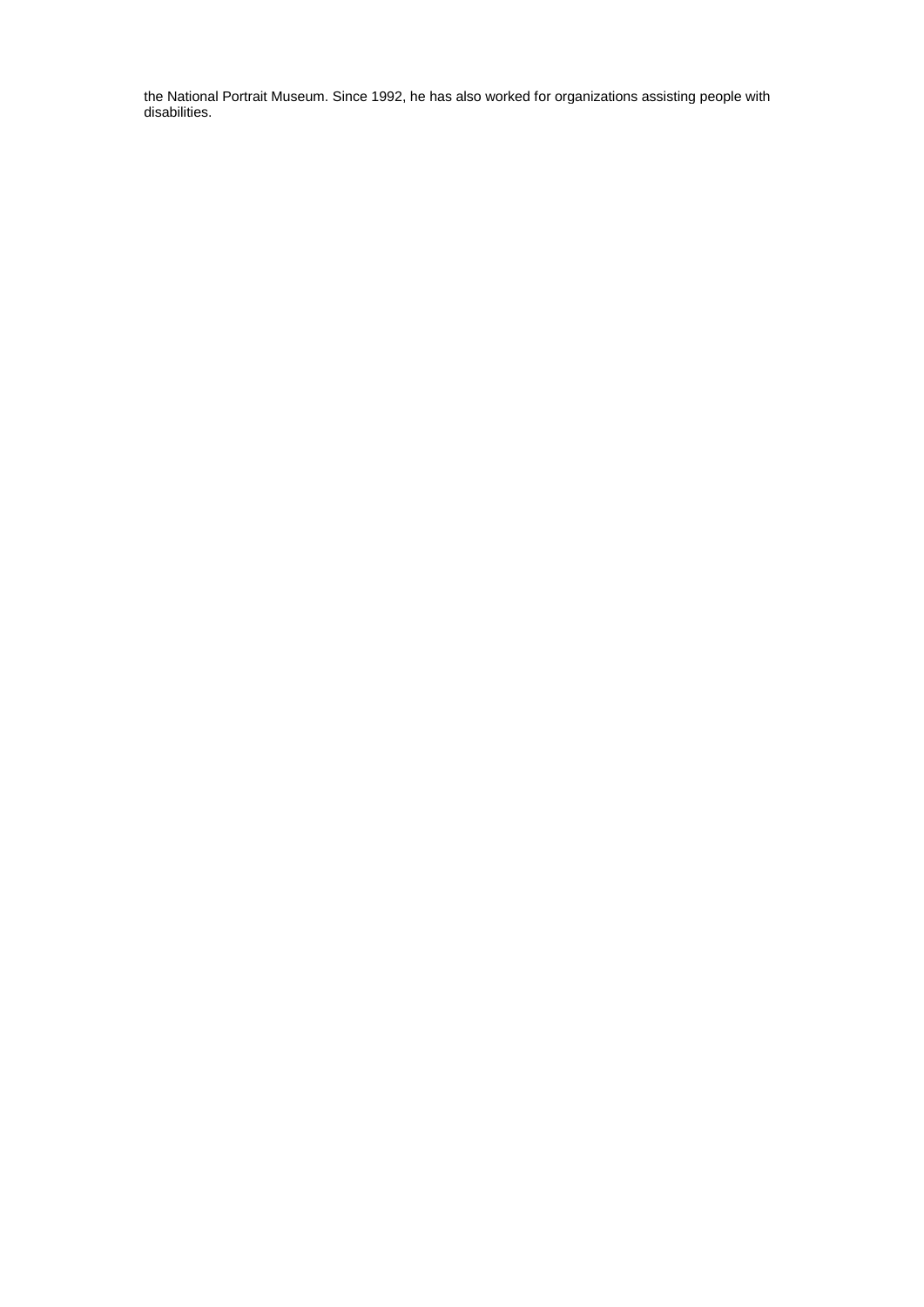the National Portrait Museum. Since 1992, he has also worked for organizations assisting people with disabilities.